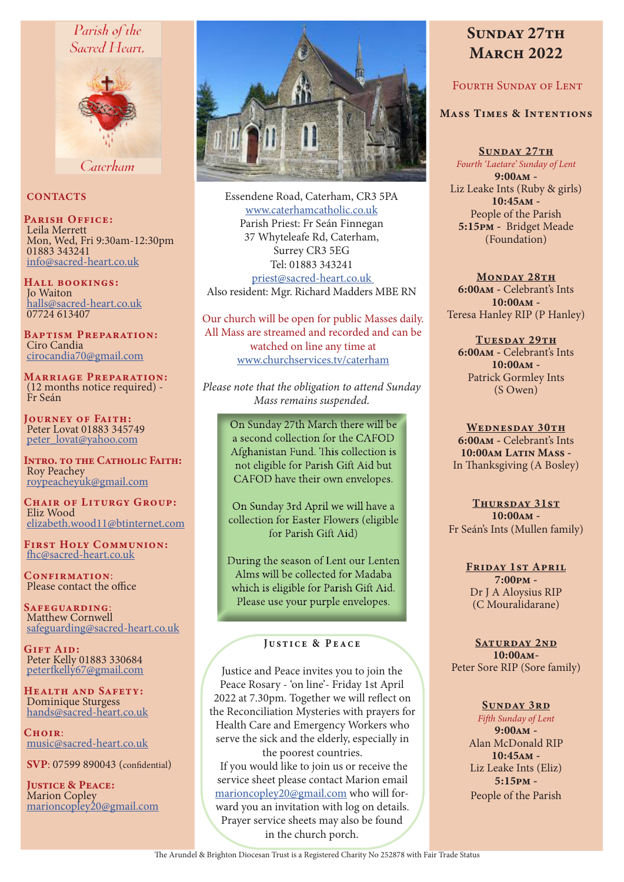Parish of the Sacred Heart, Caterham

## CONTACTS

**Parish Office:**
Leila Merrett
Mon, Wed, Fri 9:30am-12:30pm
01883 343241
info@sacred-heart.co.uk

**Hall bookings:**
Jo Waiton
halls@sacred-heart.co.uk
07724 613407

**Baptism Preparation:**
Ciro Candia
cirocandia70@gmail.com

**Marriage Preparation:**
(12 months notice required) - Fr Seán

**Journey of Faith:**
Peter Lovat 01883 345749
peter_lovat@yahoo.com

**Intro. to the Catholic Faith:**
Roy Peachey
roypeacheyuk@gmail.com

**Chair of Liturgy Group:**
Eliz Wood
elizabeth.wood11@btinternet.com

**First Holy Communion:**
fhc@sacred-heart.co.uk

**Confirmation:**
Please contact the office

**Safeguarding:**
Matthew Cornwell
safeguarding@sacred-heart.co.uk

**Gift Aid:**
Peter Kelly 01883 330684
peterfkelly67@gmail.com

**Health and Safety:**
Dominique Sturgess
hands@sacred-heart.co.uk

**Choir:**
music@sacred-heart.co.uk

**SVP:** 07599 890043 (confidential)

**Justice & Peace:**
Marion Copley
marioncopley20@gmail.com

---

Essendene Road, Caterham, CR3 5PA
www.caterhamcatholic.co.uk
Parish Priest: Fr Seán Finnegan
37 Whyteleafe Rd, Caterham,
Surrey CR3 5EG
Tel: 01883 343241
priest@sacred-heart.co.uk
Also resident: Mgr. Richard Madders MBE RN

Our church will be open for public Masses daily. All Mass are streamed and recorded and can be watched on line any time at www.churchservices.tv/caterham

*Please note that the obligation to attend Sunday Mass remains suspended.*

On Sunday 27th March there will be a second collection for the CAFOD Afghanistan Fund. This collection is not eligible for Parish Gift Aid but CAFOD have their own envelopes.

On Sunday 3rd April we will have a collection for Easter Flowers (eligible for Parish Gift Aid)

During the season of Lent our Lenten Alms will be collected for Madaba which is eligible for Parish Gift Aid. Please use your purple envelopes.

### Justice & Peace

Justice and Peace invites you to join the Peace Rosary - 'on line'- Friday 1st April 2022 at 7.30pm. Together we will reflect on the Reconciliation Mysteries with prayers for Health Care and Emergency Workers who serve the sick and the elderly, especially in the poorest countries.
If you would like to join us or receive the service sheet please contact Marion email marioncopley20@gmail.com who will forward you an invitation with log on details. Prayer service sheets may also be found in the church porch.

---

# Sunday 27th March 2022

## Fourth Sunday of Lent

### Mass Times & Intentions

**Sunday 27th**
*Fourth 'Laetare' Sunday of Lent*
**9:00am** - Liz Leake Ints (Ruby & girls)
**10:45am** - People of the Parish
**5:15pm** - Bridget Meade (Foundation)

**Monday 28th**
**6:00am** - Celebrant's Ints
**10:00am** - Teresa Hanley RIP (P Hanley)

**Tuesday 29th**
**6:00am** - Celebrant's Ints
**10:00am** - Patrick Gormley Ints (S Owen)

**Wednesday 30th**
**6:00am** - Celebrant's Ints
**10:00am Latin Mass** - In Thanksgiving (A Bosley)

**Thursday 31st**
**10:00am** - Fr Seán's Ints (Mullen family)

**Friday 1st April**
**7:00pm** - Dr J A Aloysius RIP (C Mouralidarane)

**Saturday 2nd**
**10:00am** - Peter Sore RIP (Sore family)

**Sunday 3rd**
*Fifth Sunday of Lent*
**9:00am** - Alan McDonald RIP
**10:45am** - Liz Leake Ints (Eliz)
**5:15pm** - People of the Parish

The Arundel & Brighton Diocesan Trust is a Registered Charity No 252878 with Fair Trade Status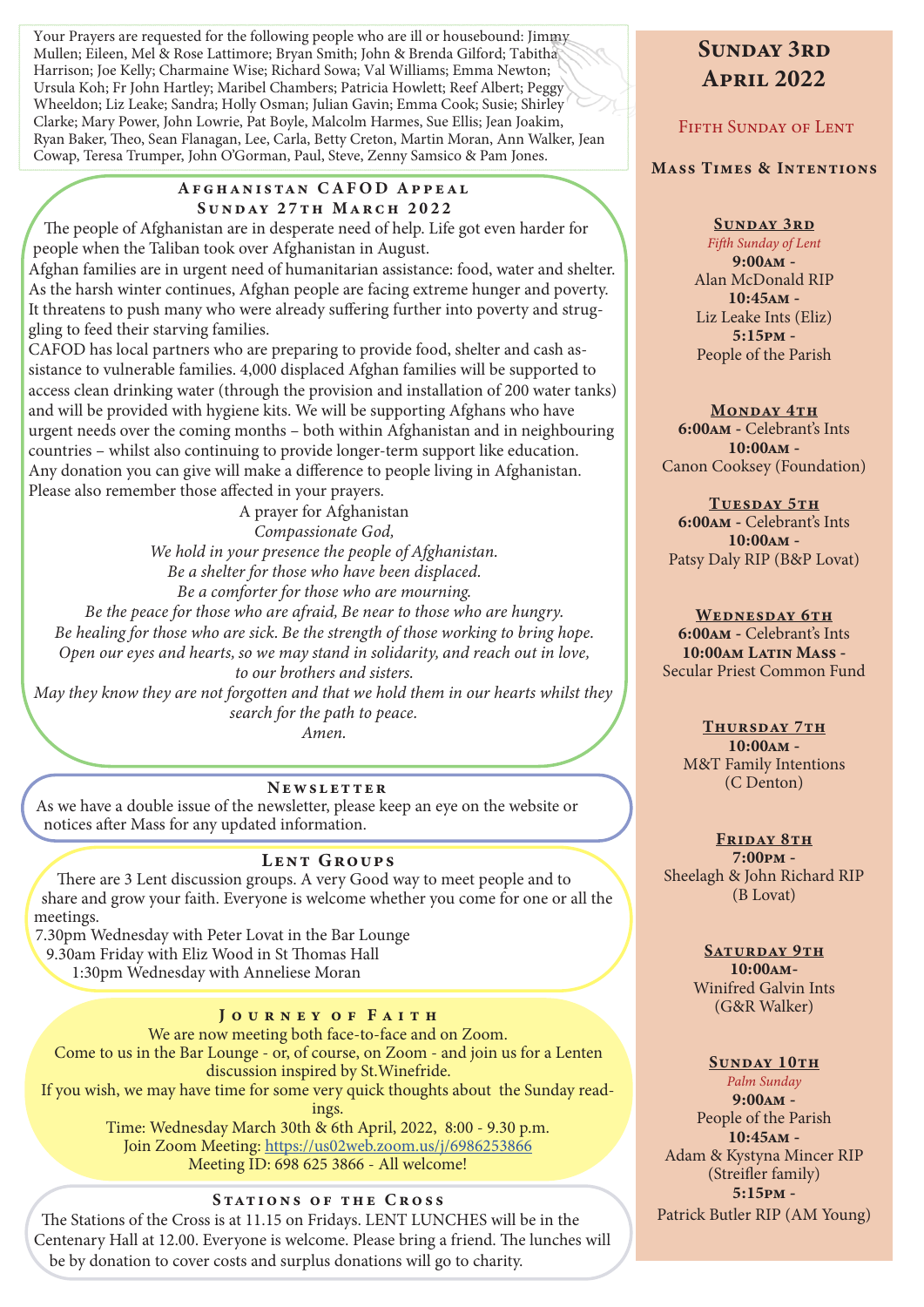Your Prayers are requested for the following people who are ill or housebound: Jimmy Mullen; Eileen, Mel & Rose Lattimore; Bryan Smith; John & Brenda Gilford; Tabitha Harrison; Joe Kelly; Charmaine Wise; Richard Sowa; Val Williams; Emma Newton; Ursula Koh; Fr John Hartley; Maribel Chambers; Patricia Howlett; Reef Albert; Peggy Wheeldon; Liz Leake; Sandra; Holly Osman; Julian Gavin; Emma Cook; Susie; Shirley Clarke; Mary Power, John Lowrie, Pat Boyle, Malcolm Harmes, Sue Ellis; Jean Joakim, Ryan Baker, Theo, Sean Flanagan, Lee, Carla, Betty Creton, Martin Moran, Ann Walker, Jean Cowap, Teresa Trumper, John O'Gorman, Paul, Steve, Zenny Samsico & Pam Jones.

## Afghanistan CAFOD Appeal
## Sunday 27th March 2022

The people of Afghanistan are in desperate need of help. Life got even harder for people when the Taliban took over Afghanistan in August.

Afghan families are in urgent need of humanitarian assistance: food, water and shelter. As the harsh winter continues, Afghan people are facing extreme hunger and poverty. It threatens to push many who were already suffering further into poverty and struggling to feed their starving families.

CAFOD has local partners who are preparing to provide food, shelter and cash assistance to vulnerable families. 4,000 displaced Afghan families will be supported to access clean drinking water (through the provision and installation of 200 water tanks) and will be provided with hygiene kits. We will be supporting Afghans who have urgent needs over the coming months – both within Afghanistan and in neighbouring countries – whilst also continuing to provide longer-term support like education. Any donation you can give will make a difference to people living in Afghanistan. Please also remember those affected in your prayers.

A prayer for Afghanistan

*Compassionate God,*
*We hold in your presence the people of Afghanistan.*
*Be a shelter for those who have been displaced.*
*Be a comforter for those who are mourning.*
*Be the peace for those who are afraid, Be near to those who are hungry.*
*Be healing for those who are sick. Be the strength of those working to bring hope.*
*Open our eyes and hearts, so we may stand in solidarity, and reach out in love, to our brothers and sisters.*
*May they know they are not forgotten and that we hold them in our hearts whilst they search for the path to peace.*
*Amen.*

## Newsletter

As we have a double issue of the newsletter, please keep an eye on the website or notices after Mass for any updated information.

## Lent Groups

There are 3 Lent discussion groups. A very Good way to meet people and to share and grow your faith. Everyone is welcome whether you come for one or all the meetings.

7.30pm Wednesday with Peter Lovat in the Bar Lounge
9.30am Friday with Eliz Wood in St Thomas Hall
1:30pm Wednesday with Anneliese Moran

## Journey of Faith

We are now meeting both face-to-face and on Zoom.
Come to us in the Bar Lounge - or, of course, on Zoom - and join us for a Lenten discussion inspired by St.Winefride.
If you wish, we may have time for some very quick thoughts about the Sunday readings.
Time: Wednesday March 30th & 6th April, 2022, 8:00 - 9.30 p.m.
Join Zoom Meeting: https://us02web.zoom.us/j/6986253866
Meeting ID: 698 625 3866 - All welcome!

## Stations of the Cross

The Stations of the Cross is at 11.15 on Fridays. LENT LUNCHES will be in the Centenary Hall at 12.00. Everyone is welcome. Please bring a friend. The lunches will be by donation to cover costs and surplus donations will go to charity.

# Sunday 3rd April 2022

Fifth Sunday of Lent

## Mass Times & Intentions

**Sunday 3rd**
*Fifth Sunday of Lent*
**9:00am -** Alan McDonald RIP
**10:45am -** Liz Leake Ints (Eliz)
**5:15pm -** People of the Parish

**Monday 4th**
**6:00am -** Celebrant's Ints
**10:00am -** Canon Cooksey (Foundation)

**Tuesday 5th**
**6:00am -** Celebrant's Ints
**10:00am -** Patsy Daly RIP (B&P Lovat)

**Wednesday 6th**
**6:00am -** Celebrant's Ints
**10:00am Latin Mass -** Secular Priest Common Fund

**Thursday 7th**
**10:00am -** M&T Family Intentions (C Denton)

**Friday 8th**
**7:00pm -** Sheelagh & John Richard RIP (B Lovat)

**Saturday 9th**
**10:00am-** Winifred Galvin Ints (G&R Walker)

**Sunday 10th**
*Palm Sunday*
**9:00am -** People of the Parish
**10:45am -** Adam & Kystyna Mincer RIP (Streifler family)
**5:15pm -** Patrick Butler RIP (AM Young)